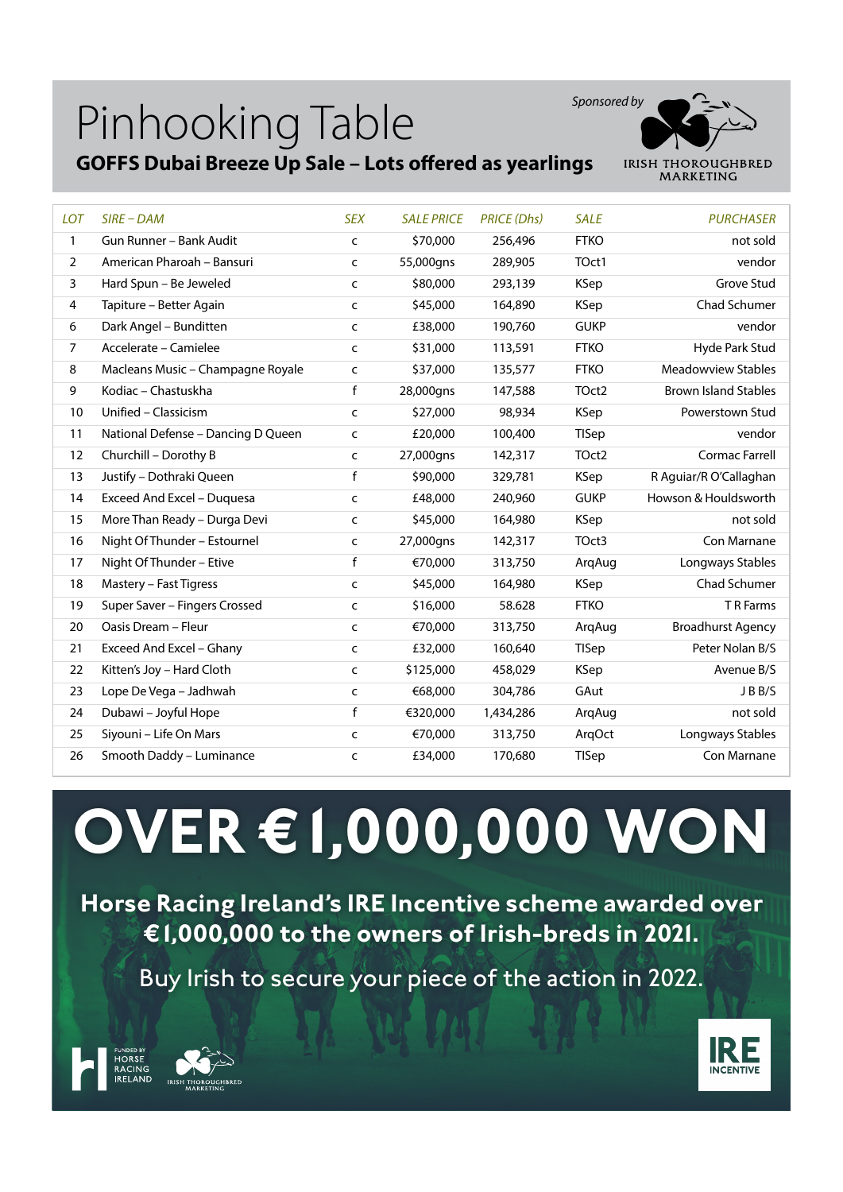# Pinhooking Table

**GOFFS Dubai Breeze Up Sale – Lots offered as yearlings**

*Sponsored by* IRISH THOROUGHBRED MARKETING

| LOT | SIRE – DAM | SEX | SALE PRICE | PRICE (Dhs) | SALE | PURCHASER |
|---|---|---|---|---|---|---|
| 1 | Gun Runner – Bank Audit | c | $70,000 | 256,496 | FTKO | not sold |
| 2 | American Pharoah – Bansuri | c | 55,000gns | 289,905 | TOct1 | vendor |
| 3 | Hard Spun – Be Jeweled | c | $80,000 | 293,139 | KSep | Grove Stud |
| 4 | Tapiture – Better Again | c | $45,000 | 164,890 | KSep | Chad Schumer |
| 6 | Dark Angel – Bunditten | c | £38,000 | 190,760 | GUKP | vendor |
| 7 | Accelerate – Camielee | c | $31,000 | 113,591 | FTKO | Hyde Park Stud |
| 8 | Macleans Music – Champagne Royale | c | $37,000 | 135,577 | FTKO | Meadowview Stables |
| 9 | Kodiac – Chastuskha | f | 28,000gns | 147,588 | TOct2 | Brown Island Stables |
| 10 | Unified – Classicism | c | $27,000 | 98,934 | KSep | Powerstown Stud |
| 11 | National Defense – Dancing D Queen | c | £20,000 | 100,400 | TISep | vendor |
| 12 | Churchill – Dorothy B | c | 27,000gns | 142,317 | TOct2 | Cormac Farrell |
| 13 | Justify – Dothraki Queen | f | $90,000 | 329,781 | KSep | R Aguiar/R O'Callaghan |
| 14 | Exceed And Excel – Duquesa | c | £48,000 | 240,960 | GUKP | Howson & Houldsworth |
| 15 | More Than Ready – Durga Devi | c | $45,000 | 164,980 | KSep | not sold |
| 16 | Night Of Thunder – Estournel | c | 27,000gns | 142,317 | TOct3 | Con Marnane |
| 17 | Night Of Thunder – Etive | f | €70,000 | 313,750 | ArqAug | Longways Stables |
| 18 | Mastery – Fast Tigress | c | $45,000 | 164,980 | KSep | Chad Schumer |
| 19 | Super Saver – Fingers Crossed | c | $16,000 | 58.628 | FTKO | T R Farms |
| 20 | Oasis Dream – Fleur | c | €70,000 | 313,750 | ArqAug | Broadhurst Agency |
| 21 | Exceed And Excel – Ghany | c | £32,000 | 160,640 | TISep | Peter Nolan B/S |
| 22 | Kitten's Joy – Hard Cloth | c | $125,000 | 458,029 | KSep | Avenue B/S |
| 23 | Lope De Vega – Jadhwah | c | €68,000 | 304,786 | GAut | J B B/S |
| 24 | Dubawi – Joyful Hope | f | €320,000 | 1,434,286 | ArqAug | not sold |
| 25 | Siyouni – Life On Mars | c | €70,000 | 313,750 | ArqOct | Longways Stables |
| 26 | Smooth Daddy – Luminance | c | £34,000 | 170,680 | TISep | Con Marnane |

# OVER €1,000,000 WON

**Horse Racing Ireland's IRE Incentive scheme awarded over €1,000,000 to the owners of Irish-breds in 2021.**

Buy Irish to secure your piece of the action in 2022.

FUNDED BY HORSE RACING IRELAND | IRISH THOROUGHBRED MARKETING | IRE INCENTIVE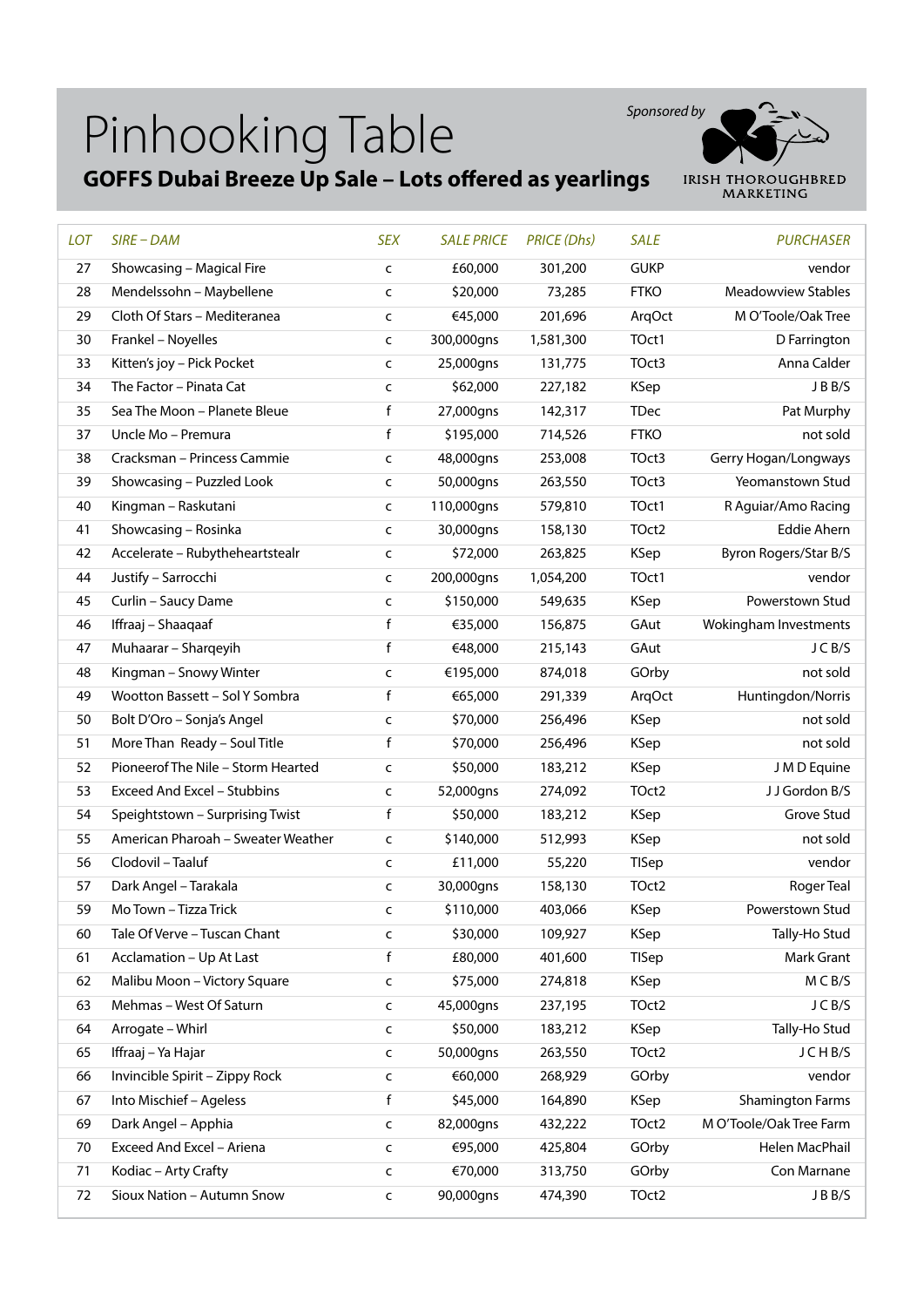# Pinhooking Table

## GOFFS Dubai Breeze Up Sale – Lots offered as yearlings

Sponsored by IRISH THOROUGHBRED MARKETING

| LOT | SIRE – DAM | SEX | SALE PRICE | PRICE (Dhs) | SALE | PURCHASER |
|---|---|---|---|---|---|---|
| 27 | Showcasing – Magical Fire | c | £60,000 | 301,200 | GUKP | vendor |
| 28 | Mendelssohn – Maybellene | c | $20,000 | 73,285 | FTKO | Meadowview Stables |
| 29 | Cloth Of Stars – Mediteranea | c | €45,000 | 201,696 | ArqOct | M O'Toole/Oak Tree |
| 30 | Frankel – Noyelles | c | 300,000gns | 1,581,300 | TOct1 | D Farrington |
| 33 | Kitten's joy – Pick Pocket | c | 25,000gns | 131,775 | TOct3 | Anna Calder |
| 34 | The Factor – Pinata Cat | c | $62,000 | 227,182 | KSep | J B B/S |
| 35 | Sea The Moon – Planete Bleue | f | 27,000gns | 142,317 | TDec | Pat Murphy |
| 37 | Uncle Mo – Premura | f | $195,000 | 714,526 | FTKO | not sold |
| 38 | Cracksman – Princess Cammie | c | 48,000gns | 253,008 | TOct3 | Gerry Hogan/Longways |
| 39 | Showcasing – Puzzled Look | c | 50,000gns | 263,550 | TOct3 | Yeomanstown Stud |
| 40 | Kingman – Raskutani | c | 110,000gns | 579,810 | TOct1 | R Aguiar/Amo Racing |
| 41 | Showcasing – Rosinka | c | 30,000gns | 158,130 | TOct2 | Eddie Ahern |
| 42 | Accelerate – Rubytheheartstealr | c | $72,000 | 263,825 | KSep | Byron Rogers/Star B/S |
| 44 | Justify – Sarrocchi | c | 200,000gns | 1,054,200 | TOct1 | vendor |
| 45 | Curlin – Saucy Dame | c | $150,000 | 549,635 | KSep | Powerstown Stud |
| 46 | Iffraaj – Shaaqaaf | f | €35,000 | 156,875 | GAut | Wokingham Investments |
| 47 | Muhaarar – Sharqeyih | f | €48,000 | 215,143 | GAut | J C B/S |
| 48 | Kingman – Snowy Winter | c | €195,000 | 874,018 | GOrby | not sold |
| 49 | Wootton Bassett – Sol Y Sombra | f | €65,000 | 291,339 | ArqOct | Huntingdon/Norris |
| 50 | Bolt D'Oro – Sonja's Angel | c | $70,000 | 256,496 | KSep | not sold |
| 51 | More Than Ready – Soul Title | f | $70,000 | 256,496 | KSep | not sold |
| 52 | Pioneerof The Nile – Storm Hearted | c | $50,000 | 183,212 | KSep | J M D Equine |
| 53 | Exceed And Excel – Stubbins | c | 52,000gns | 274,092 | TOct2 | J J Gordon B/S |
| 54 | Speightstown – Surprising Twist | f | $50,000 | 183,212 | KSep | Grove Stud |
| 55 | American Pharoah – Sweater Weather | c | $140,000 | 512,993 | KSep | not sold |
| 56 | Clodovil – Taaluf | c | £11,000 | 55,220 | TISep | vendor |
| 57 | Dark Angel – Tarakala | c | 30,000gns | 158,130 | TOct2 | Roger Teal |
| 59 | Mo Town – Tizza Trick | c | $110,000 | 403,066 | KSep | Powerstown Stud |
| 60 | Tale Of Verve – Tuscan Chant | c | $30,000 | 109,927 | KSep | Tally-Ho Stud |
| 61 | Acclamation – Up At Last | f | £80,000 | 401,600 | TISep | Mark Grant |
| 62 | Malibu Moon – Victory Square | c | $75,000 | 274,818 | KSep | M C B/S |
| 63 | Mehmas – West Of Saturn | c | 45,000gns | 237,195 | TOct2 | J C B/S |
| 64 | Arrogate – Whirl | c | $50,000 | 183,212 | KSep | Tally-Ho Stud |
| 65 | Iffraaj – Ya Hajar | c | 50,000gns | 263,550 | TOct2 | J C H B/S |
| 66 | Invincible Spirit – Zippy Rock | c | €60,000 | 268,929 | GOrby | vendor |
| 67 | Into Mischief – Ageless | f | $45,000 | 164,890 | KSep | Shamington Farms |
| 69 | Dark Angel – Apphia | c | 82,000gns | 432,222 | TOct2 | M O'Toole/Oak Tree Farm |
| 70 | Exceed And Excel – Ariena | c | €95,000 | 425,804 | GOrby | Helen MacPhail |
| 71 | Kodiac – Arty Crafty | c | €70,000 | 313,750 | GOrby | Con Marnane |
| 72 | Sioux Nation – Autumn Snow | c | 90,000gns | 474,390 | TOct2 | J B B/S |